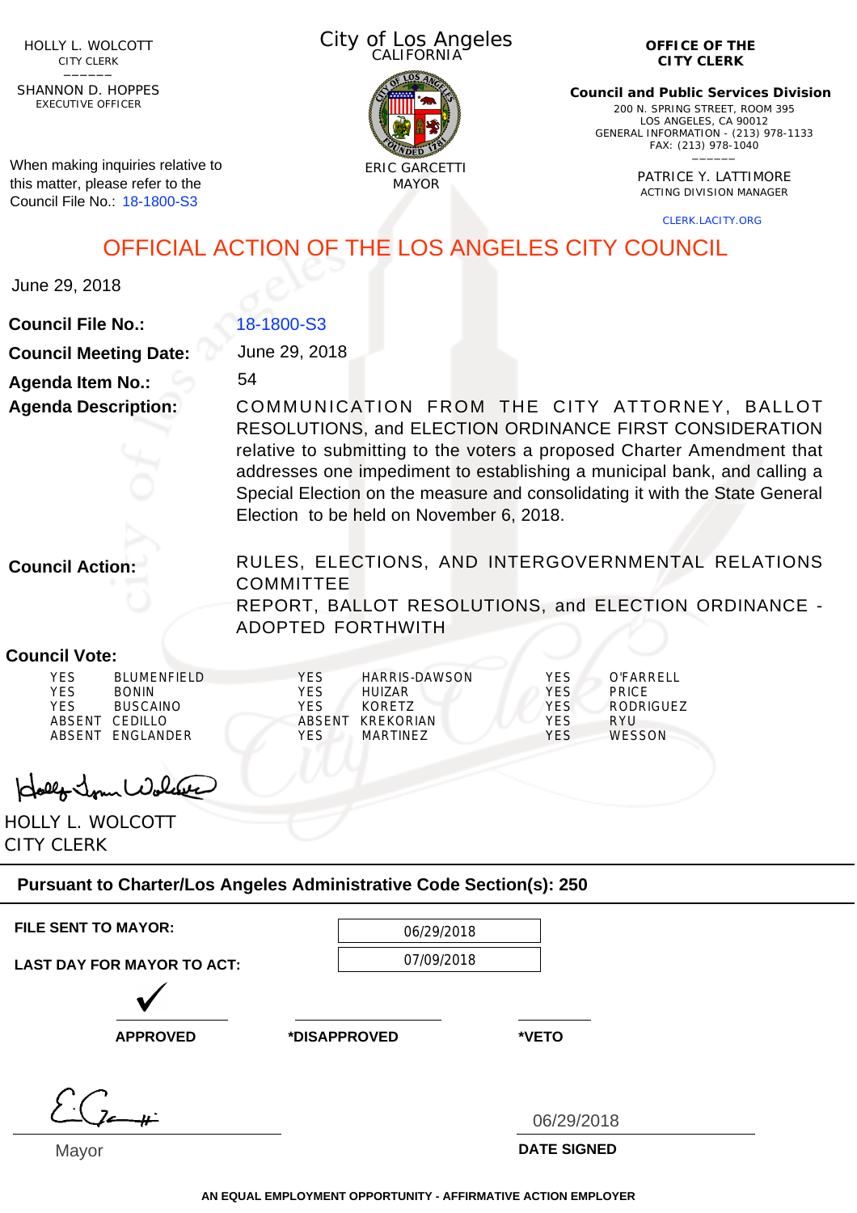HOLLY L. WOLCOTT
CITY CLERK

SHANNON D. HOPPES
EXECUTIVE OFFICER

When making inquiries relative to this matter, please refer to the Council File No.: 18-1800-S3

City of Los Angeles
CALIFORNIA

ERIC GARCETTI
MAYOR

**OFFICE OF THE CITY CLERK**

**Council and Public Services Division**
200 N. SPRING STREET, ROOM 395
LOS ANGELES, CA 90012
GENERAL INFORMATION - (213) 978-1133
FAX: (213) 978-1040

PATRICE Y. LATTIMORE
ACTING DIVISION MANAGER

CLERK.LACITY.ORG

# OFFICIAL ACTION OF THE LOS ANGELES CITY COUNCIL

June 29, 2018

**Council File No.:** 18-1800-S3

**Council Meeting Date:** June 29, 2018

**Agenda Item No.:** 54

**Agenda Description:** COMMUNICATION FROM THE CITY ATTORNEY, BALLOT RESOLUTIONS, and ELECTION ORDINANCE FIRST CONSIDERATION relative to submitting to the voters a proposed Charter Amendment that addresses one impediment to establishing a municipal bank, and calling a Special Election on the measure and consolidating it with the State General Election to be held on November 6, 2018.

**Council Action:** RULES, ELECTIONS, AND INTERGOVERNMENTAL RELATIONS COMMITTEE REPORT, BALLOT RESOLUTIONS, and ELECTION ORDINANCE - ADOPTED FORTHWITH

**Council Vote:**

| | | | | | |
|---|---|---|---|---|---|
| YES | BLUMENFIELD | YES | HARRIS-DAWSON | YES | O'FARRELL |
| YES | BONIN | YES | HUIZAR | YES | PRICE |
| YES | BUSCAINO | YES | KORETZ | YES | RODRIGUEZ |
| ABSENT | CEDILLO | ABSENT | KREKORIAN | YES | RYU |
| ABSENT | ENGLANDER | YES | MARTINEZ | YES | WESSON |

HOLLY L. WOLCOTT
CITY CLERK

**Pursuant to Charter/Los Angeles Administrative Code Section(s): 250**

**FILE SENT TO MAYOR:** 06/29/2018

**LAST DAY FOR MAYOR TO ACT:** 07/09/2018

✓ **APPROVED** | **\*DISAPPROVED** | **\*VETO**

Mayor

06/29/2018
**DATE SIGNED**

**AN EQUAL EMPLOYMENT OPPORTUNITY - AFFIRMATIVE ACTION EMPLOYER**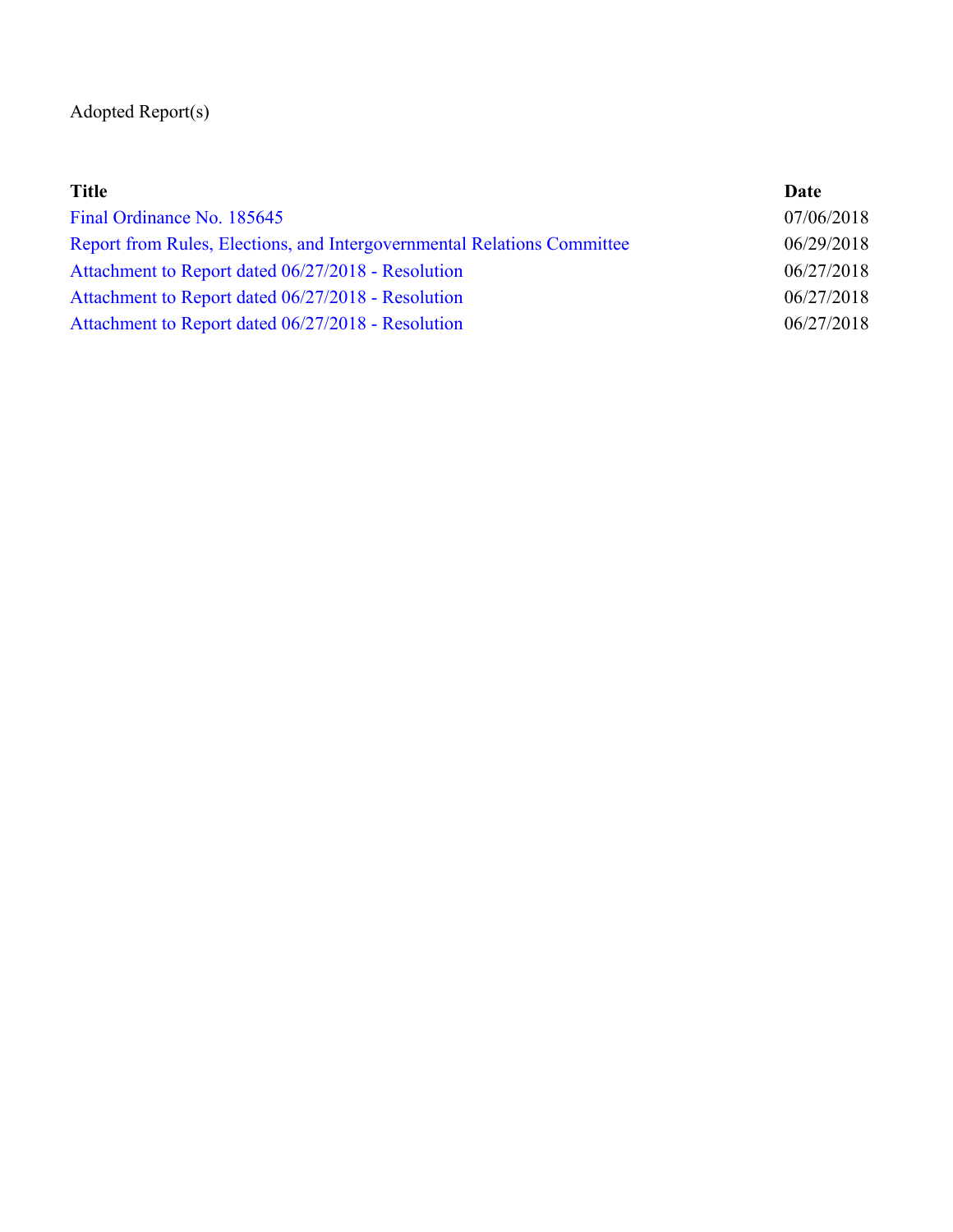Adopted Report(s)

| Title | Date |
| --- | --- |
| Final Ordinance No. 185645 | 07/06/2018 |
| Report from Rules, Elections, and Intergovernmental Relations Committee | 06/29/2018 |
| Attachment to Report dated 06/27/2018 - Resolution | 06/27/2018 |
| Attachment to Report dated 06/27/2018 - Resolution | 06/27/2018 |
| Attachment to Report dated 06/27/2018 - Resolution | 06/27/2018 |